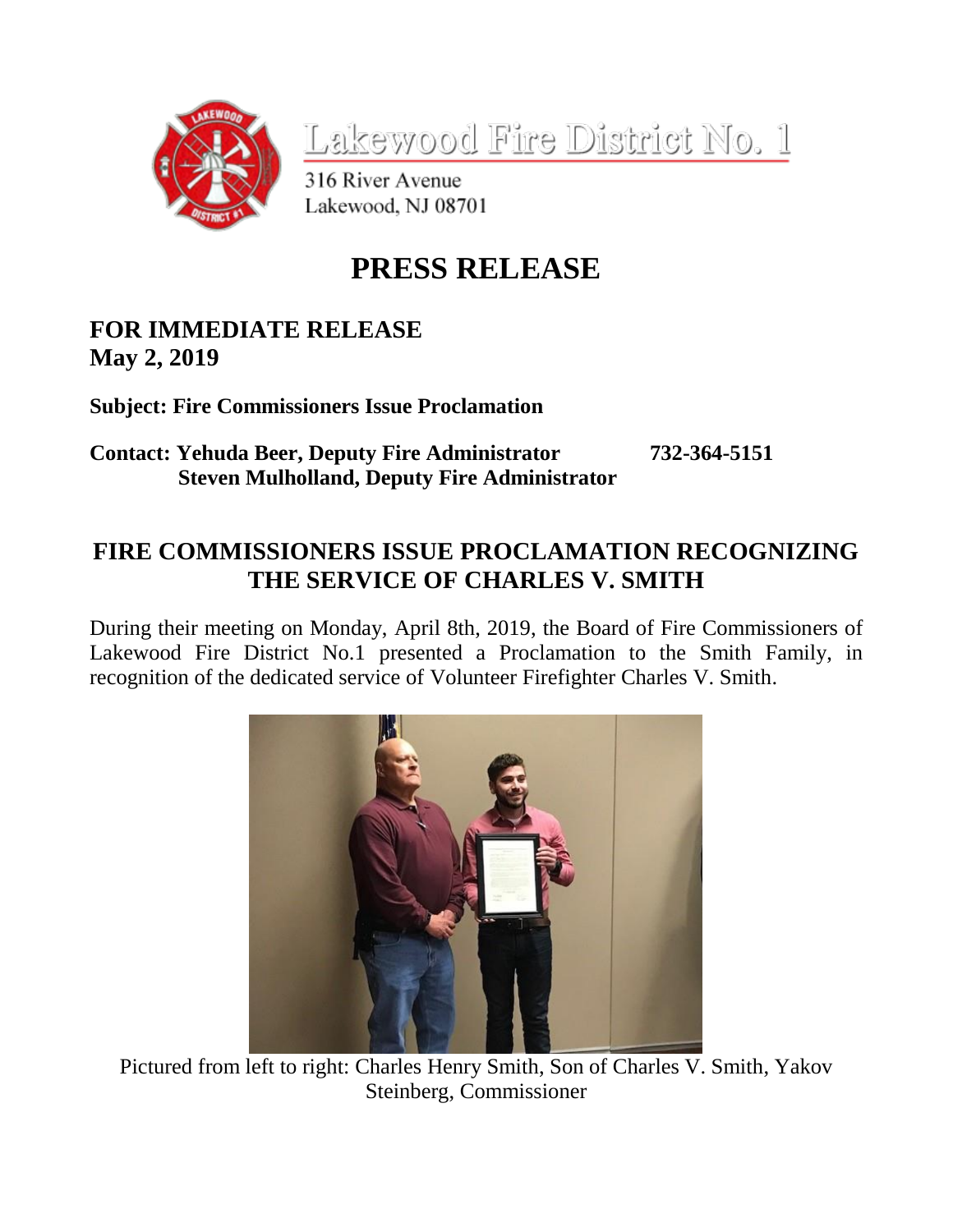# Lakewood Fire District No. 1

316 River Avenue
Lakewood, NJ 08701

# PRESS RELEASE

**FOR IMMEDIATE RELEASE**
**May 2, 2019**

**Subject: Fire Commissioners Issue Proclamation**

**Contact: Yehuda Beer, Deputy Fire Administrator 732-364-5151**
**Steven Mulholland, Deputy Fire Administrator**

## FIRE COMMISSIONERS ISSUE PROCLAMATION RECOGNIZING THE SERVICE OF CHARLES V. SMITH

During their meeting on Monday, April 8th, 2019, the Board of Fire Commissioners of Lakewood Fire District No.1 presented a Proclamation to the Smith Family, in recognition of the dedicated service of Volunteer Firefighter Charles V. Smith.

Pictured from left to right: Charles Henry Smith, Son of Charles V. Smith, Yakov Steinberg, Commissioner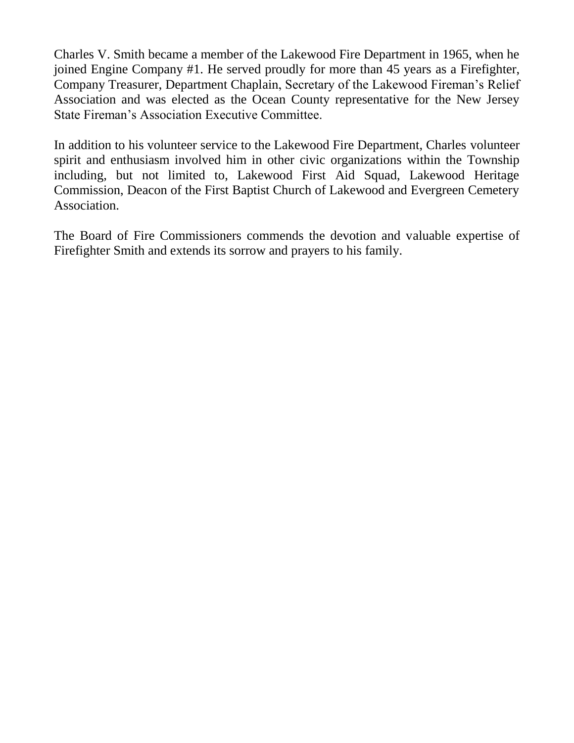Charles V. Smith became a member of the Lakewood Fire Department in 1965, when he joined Engine Company #1. He served proudly for more than 45 years as a Firefighter, Company Treasurer, Department Chaplain, Secretary of the Lakewood Fireman's Relief Association and was elected as the Ocean County representative for the New Jersey State Fireman's Association Executive Committee.

In addition to his volunteer service to the Lakewood Fire Department, Charles volunteer spirit and enthusiasm involved him in other civic organizations within the Township including, but not limited to, Lakewood First Aid Squad, Lakewood Heritage Commission, Deacon of the First Baptist Church of Lakewood and Evergreen Cemetery Association.

The Board of Fire Commissioners commends the devotion and valuable expertise of Firefighter Smith and extends its sorrow and prayers to his family.